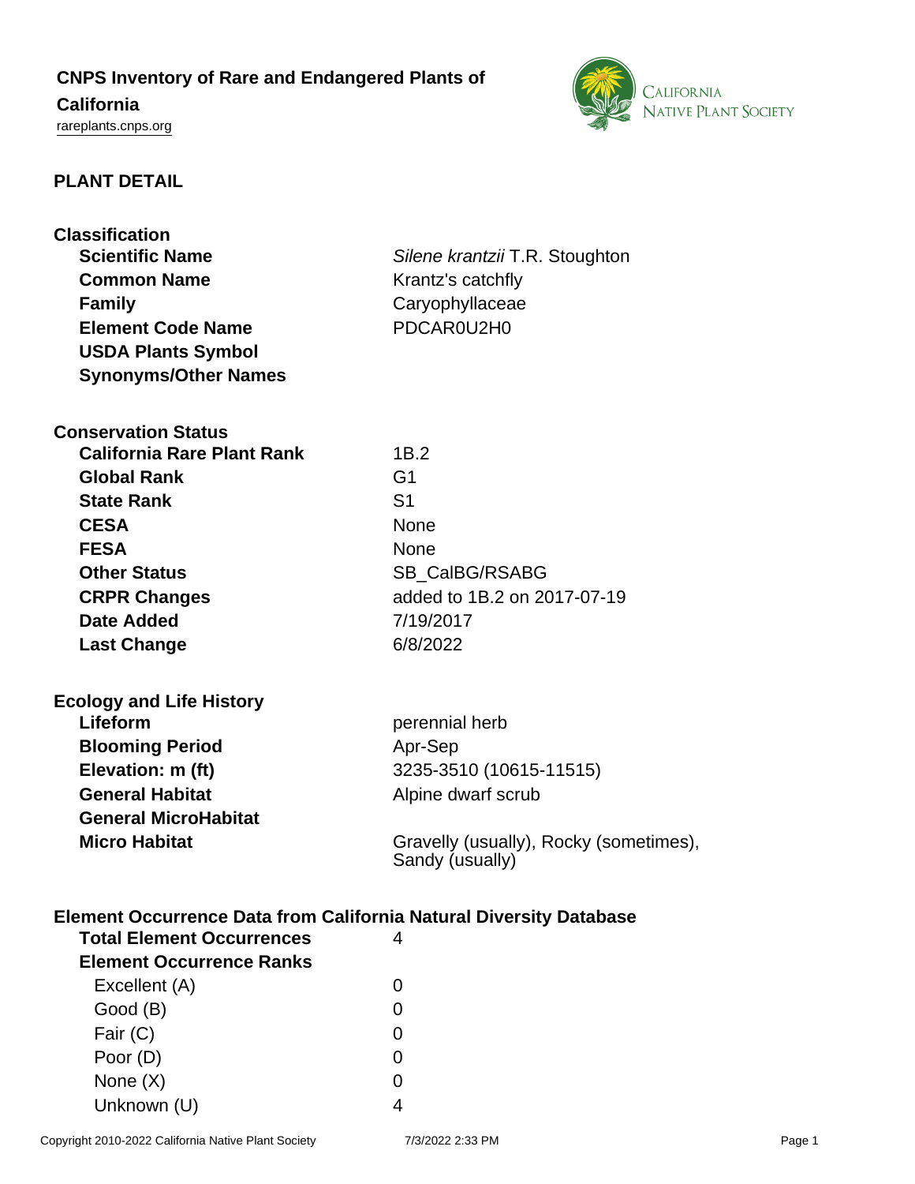# CNPS Inventory of Rare and Endangered Plants of California

rareplants.cnps.org

## PLANT DETAIL

### Classification

| | |
|---|---|
| **Scientific Name** | *Silene krantzii* T.R. Stoughton |
| **Common Name** | Krantz's catchfly |
| **Family** | Caryophyllaceae |
| **Element Code Name** | PDCAR0U2H0 |
| **USDA Plants Symbol** | |
| **Synonyms/Other Names** | |

### Conservation Status

| | |
|---|---|
| **California Rare Plant Rank** | 1B.2 |
| **Global Rank** | G1 |
| **State Rank** | S1 |
| **CESA** | None |
| **FESA** | None |
| **Other Status** | SB_CalBG/RSABG |
| **CRPR Changes** | added to 1B.2 on 2017-07-19 |
| **Date Added** | 7/19/2017 |
| **Last Change** | 6/8/2022 |

### Ecology and Life History

| | |
|---|---|
| **Lifeform** | perennial herb |
| **Blooming Period** | Apr-Sep |
| **Elevation: m (ft)** | 3235-3510 (10615-11515) |
| **General Habitat** | Alpine dwarf scrub |
| **General MicroHabitat** | |
| **Micro Habitat** | Gravelly (usually), Rocky (sometimes), Sandy (usually) |

### Element Occurrence Data from California Natural Diversity Database

| | |
|---|---|
| **Total Element Occurrences** | 4 |
| **Element Occurrence Ranks** | |
| Excellent (A) | 0 |
| Good (B) | 0 |
| Fair (C) | 0 |
| Poor (D) | 0 |
| None (X) | 0 |
| Unknown (U) | 4 |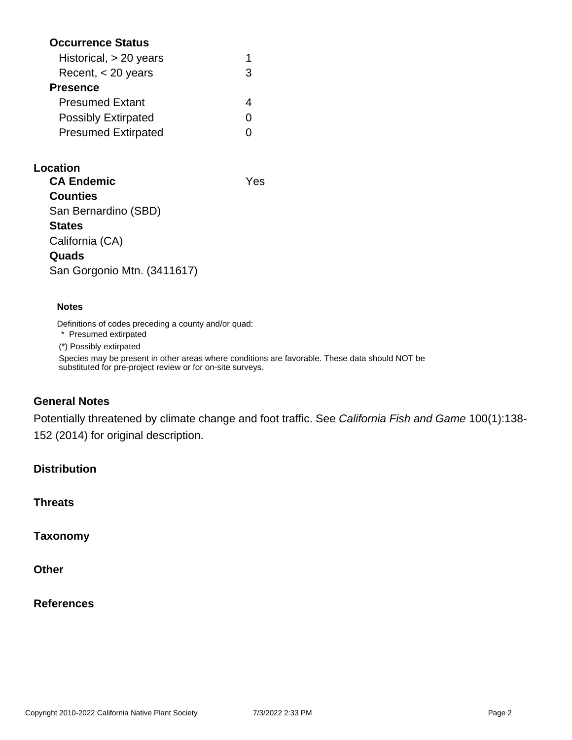**Occurrence Status**

| | |
|---|---|
| Historical, > 20 years | 1 |
| Recent, < 20 years | 3 |

**Presence**

| | |
|---|---|
| Presumed Extant | 4 |
| Possibly Extirpated | 0 |
| Presumed Extirpated | 0 |

## Location

**CA Endemic** Yes

**Counties**

San Bernardino (SBD)

**States**

California (CA)

**Quads**

San Gorgonio Mtn. (3411617)

**Notes**

Definitions of codes preceding a county and/or quad:

\* Presumed extirpated

(*) Possibly extirpated

Species may be present in other areas where conditions are favorable. These data should NOT be substituted for pre-project review or for on-site surveys.

## General Notes

Potentially threatened by climate change and foot traffic. See *California Fish and Game* 100(1):138-152 (2014) for original description.

## Distribution

## Threats

## Taxonomy

## Other

## References